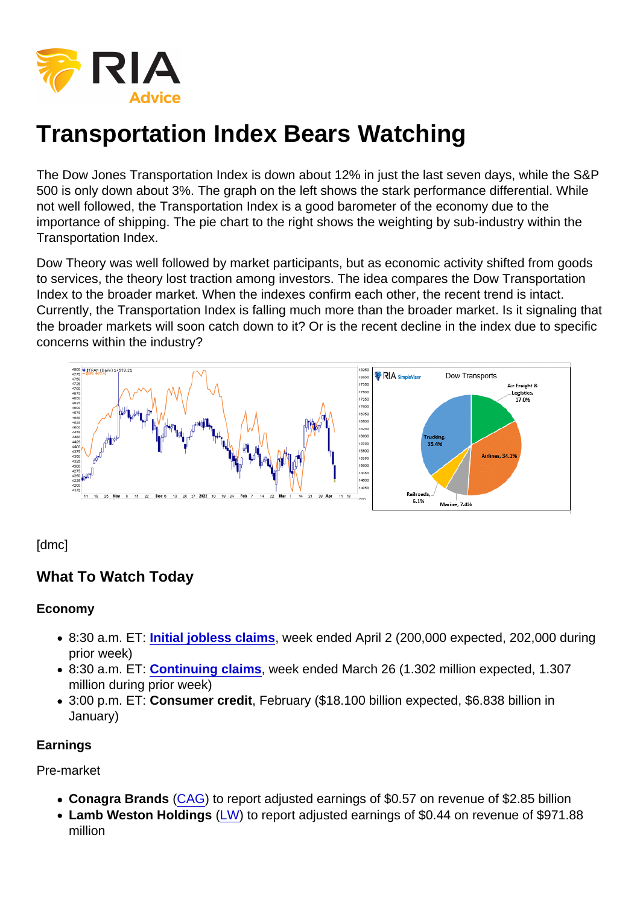# Transportation Index Bears Watching

The Dow Jones Transportation Index is down about 12% in just the last seven days, while the S&P 500 is only down about 3%. The graph on the left shows the stark performance differential. While not well followed, the Transportation Index is a good barometer of the economy due to the importance of shipping. The pie chart to the right shows the weighting by sub-industry within the Transportation Index.

Dow Theory was well followed by market participants, but as economic activity shifted from goods to services, the theory lost traction among investors. The idea compares the Dow Transportation Index to the broader market. When the indexes confirm each other, the recent trend is intact. Currently, the Transportation Index is falling much more than the broader market. Is it signaling that the broader markets will soon catch down to it? Or is the recent decline in the index due to specific concerns within the industry?

Dow Transports

Air Freight & Logistics, 17.0%

Airlines, 34.1%

Marine, 7.4%

Railroads, 6.1%

Trucking, 35.4%

[dmc]

## What To Watch Today

### Economy

- 8:30 a.m. ET: **Initial jobless claims**, week ended April 2 (200,000 expected, 202,000 during prior week)
- 8:30 a.m. ET: **Continuing claims**, week ended March 26 (1.302 million expected, 1.307 million during prior week)
- 3:00 p.m. ET: **Consumer credit**, February ($18.100 billion expected, $6.838 billion in January)

### Earnings

Pre-market

- **Conagra Brands** (CAG) to report adjusted earnings of $0.57 on revenue of $2.85 billion
- **Lamb Weston Holdings** (LW) to report adjusted earnings of $0.44 on revenue of $971.88 million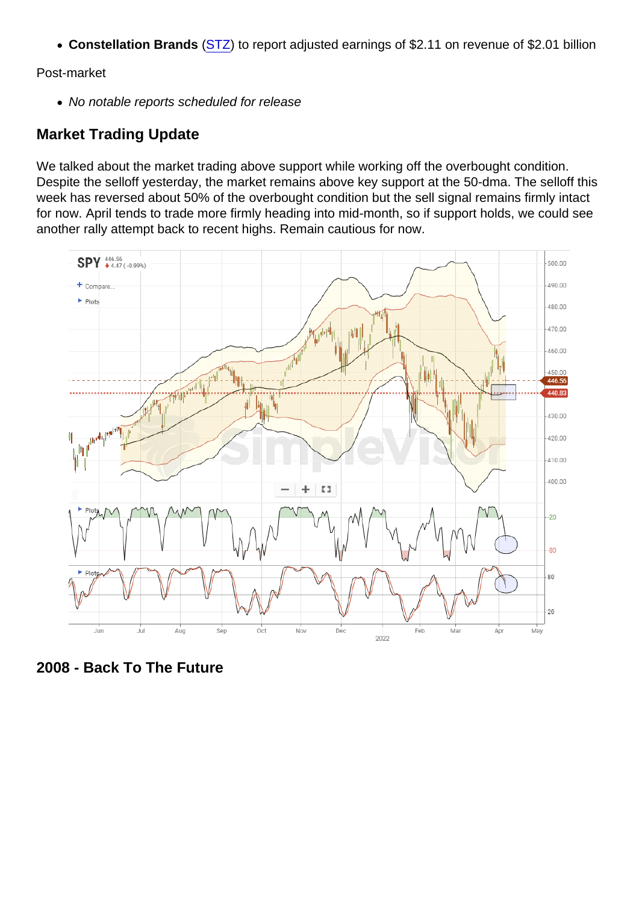- **Constellation Brands** (STZ) to report adjusted earnings of $2.11 on revenue of $2.01 billion

Post-market

- *No notable reports scheduled for release*

## Market Trading Update

We talked about the market trading above support while working off the overbought condition. Despite the selloff yesterday, the market remains above key support at the 50-dma. The selloff this week has reversed about 50% of the overbought condition but the sell signal remains firmly intact for now. April tends to trade more firmly heading into mid-month, so if support holds, we could see another rally attempt back to recent highs. Remain cautious for now.

SPY 446.56 4.47 ( -0.99%)
Compare...
Plots
500.00
490.00
480.00
470.00
460.00
450.00
446.56
440.83
430.00
420.00
410.00
400.00
Plots
-20
-80
Plots
80
20
Jun Jul Aug Sep Oct Nov Dec 2022 Feb Mar Apr May

## 2008 - Back To The Future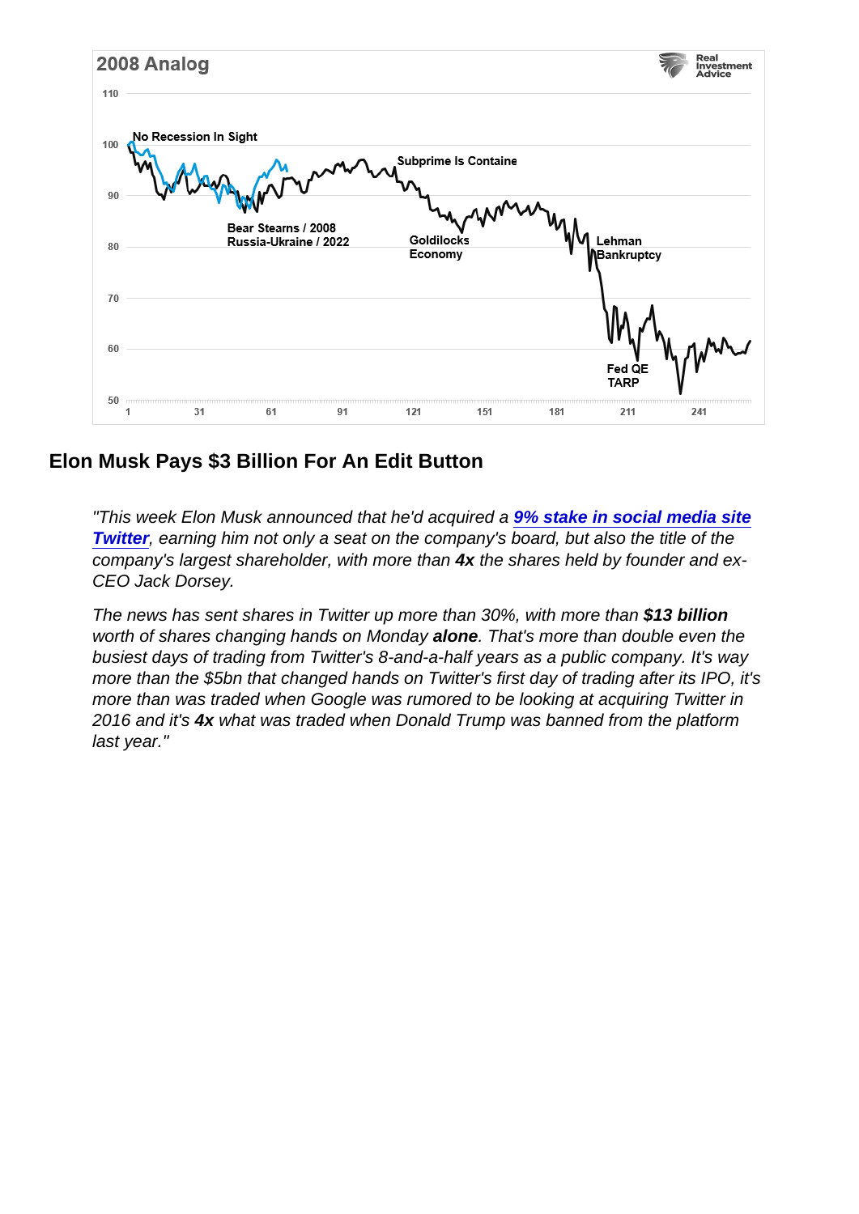2008 Analog

Real Investment Advice

110
100
90
80
70
60
50

1 31 61 91 121 151 181 211 241

No Recession In Sight

Bear Stearns / 2008
Russia-Ukraine / 2022

Subprime Is Containe

Goldilocks
Economy

Lehman
Bankruptcy

Fed QE
TARP

## Elon Musk Pays $3 Billion For An Edit Button

> *"This week Elon Musk announced that he'd acquired a **9% stake in social media site Twitter**, earning him not only a seat on the company's board, but also the title of the company's largest shareholder, with more than **4x** the shares held by founder and ex-CEO Jack Dorsey.*
>
> *The news has sent shares in Twitter up more than 30%, with more than **$13 billion** worth of shares changing hands on Monday **alone**. That's more than double even the busiest days of trading from Twitter's 8-and-a-half years as a public company. It's way more than the $5bn that changed hands on Twitter's first day of trading after its IPO, it's more than was traded when Google was rumored to be looking at acquiring Twitter in 2016 and it's **4x** what was traded when Donald Trump was banned from the platform last year."*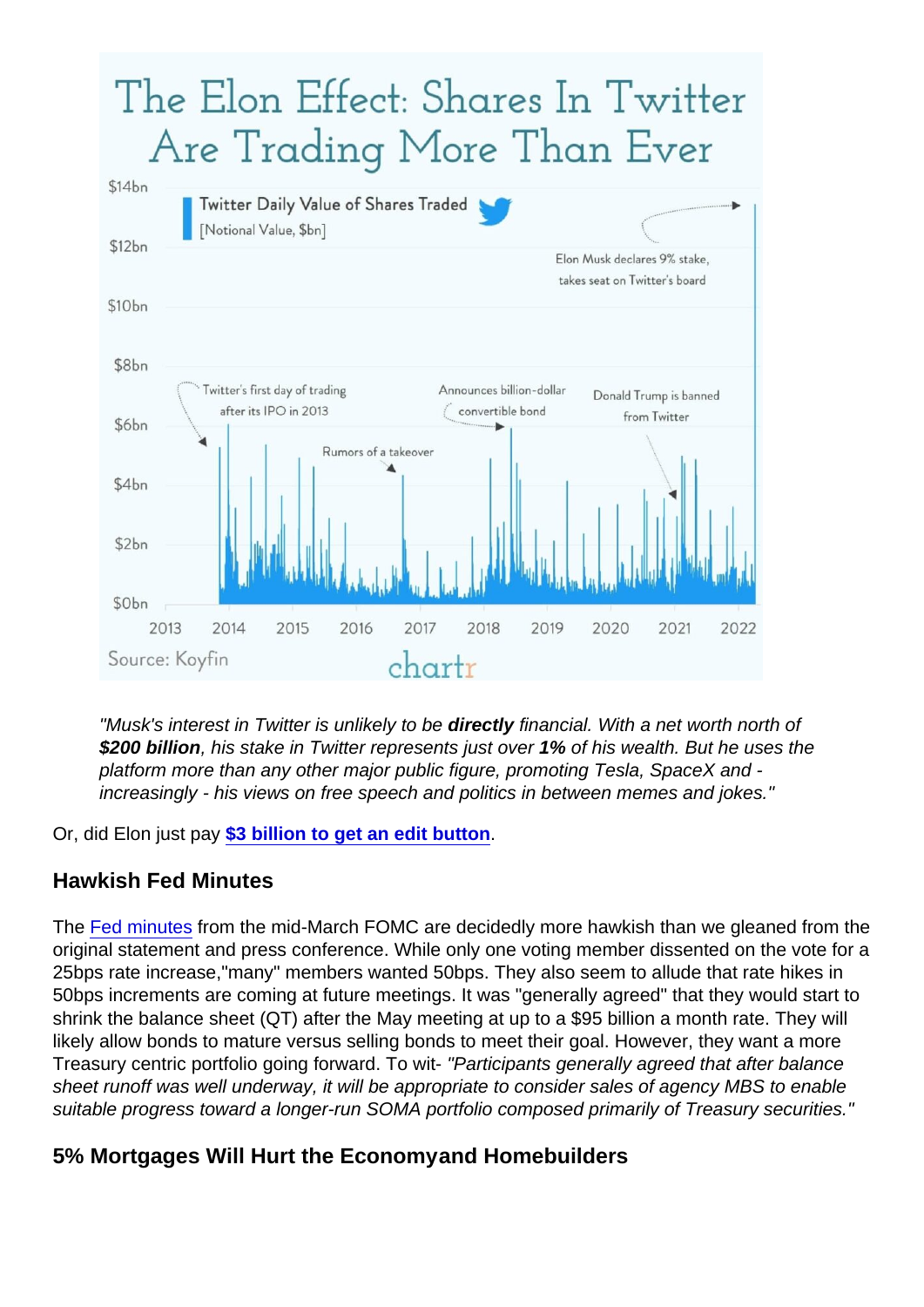The Elon Effect: Shares In Twitter Are Trading More Than Ever

Twitter Daily Value of Shares Traded
[Notional Value, $bn]

$14bn
$12bn
$10bn
$8bn
$6bn
$4bn
$2bn
$0bn

2013 2014 2015 2016 2017 2018 2019 2020 2021 2022

Elon Musk declares 9% stake, takes seat on Twitter's board

Twitter's first day of trading after its IPO in 2013

Announces billion-dollar convertible bond

Donald Trump is banned from Twitter

Rumors of a takeover

Source: Koyfin

chartr

> *"Musk's interest in Twitter is unlikely to be* ***directly*** *financial. With a net worth north of* ***$200 billion****, his stake in Twitter represents just over* ***1%*** *of his wealth. But he uses the platform more than any other major public figure, promoting Tesla, SpaceX and - increasingly - his views on free speech and politics in between memes and jokes."*

Or, did Elon just pay **$3 billion to get an edit button**.

## Hawkish Fed Minutes

The Fed minutes from the mid-March FOMC are decidedly more hawkish than we gleaned from the original statement and press conference. While only one voting member dissented on the vote for a 25bps rate increase,"many" members wanted 50bps. They also seem to allude that rate hikes in 50bps increments are coming at future meetings. It was "generally agreed" that they would start to shrink the balance sheet (QT) after the May meeting at up to a $95 billion a month rate. They will likely allow bonds to mature versus selling bonds to meet their goal. However, they want a more Treasury centric portfolio going forward. To wit- *"Participants generally agreed that after balance sheet runoff was well underway, it will be appropriate to consider sales of agency MBS to enable suitable progress toward a longer-run SOMA portfolio composed primarily of Treasury securities."*

## 5% Mortgages Will Hurt the Economyand Homebuilders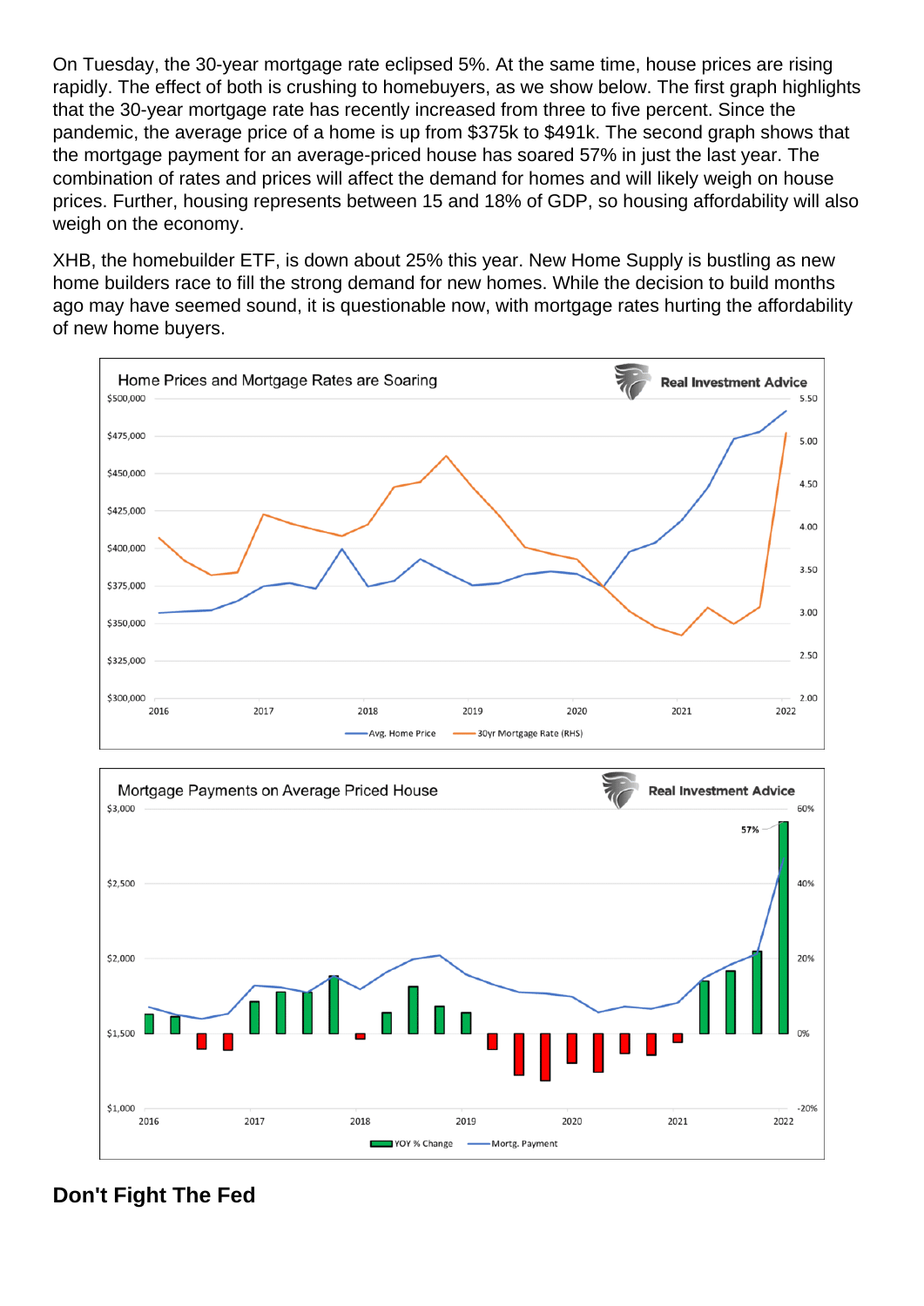On Tuesday, the 30-year mortgage rate eclipsed 5%. At the same time, house prices are rising rapidly. The effect of both is crushing to homebuyers, as we show below. The first graph highlights that the 30-year mortgage rate has recently increased from three to five percent. Since the pandemic, the average price of a home is up from $375k to $491k. The second graph shows that the mortgage payment for an average-priced house has soared 57% in just the last year. The combination of rates and prices will affect the demand for homes and will likely weigh on house prices. Further, housing represents between 15 and 18% of GDP, so housing affordability will also weigh on the economy.

XHB, the homebuilder ETF, is down about 25% this year. New Home Supply is bustling as new home builders race to fill the strong demand for new homes. While the decision to build months ago may have seemed sound, it is questionable now, with mortgage rates hurting the affordability of new home buyers.

Home Prices and Mortgage Rates are Soaring

Real Investment Advice

$500,000
$475,000
$450,000
$425,000
$400,000
$375,000
$350,000
$325,000
$300,000

5.50
5.00
4.50
4.00
3.50
3.00
2.50
2.00

2016 2017 2018 2019 2020 2021 2022

Avg. Home Price
30yr Mortgage Rate (RHS)

Mortgage Payments on Average Priced House

Real Investment Advice

57%

$3,000
$2,500
$2,000
$1,500
$1,000

60%
40%
20%
0%
-20%

2016 2017 2018 2019 2020 2021 2022

YOY % Change
Mortg. Payment

## Don't Fight The Fed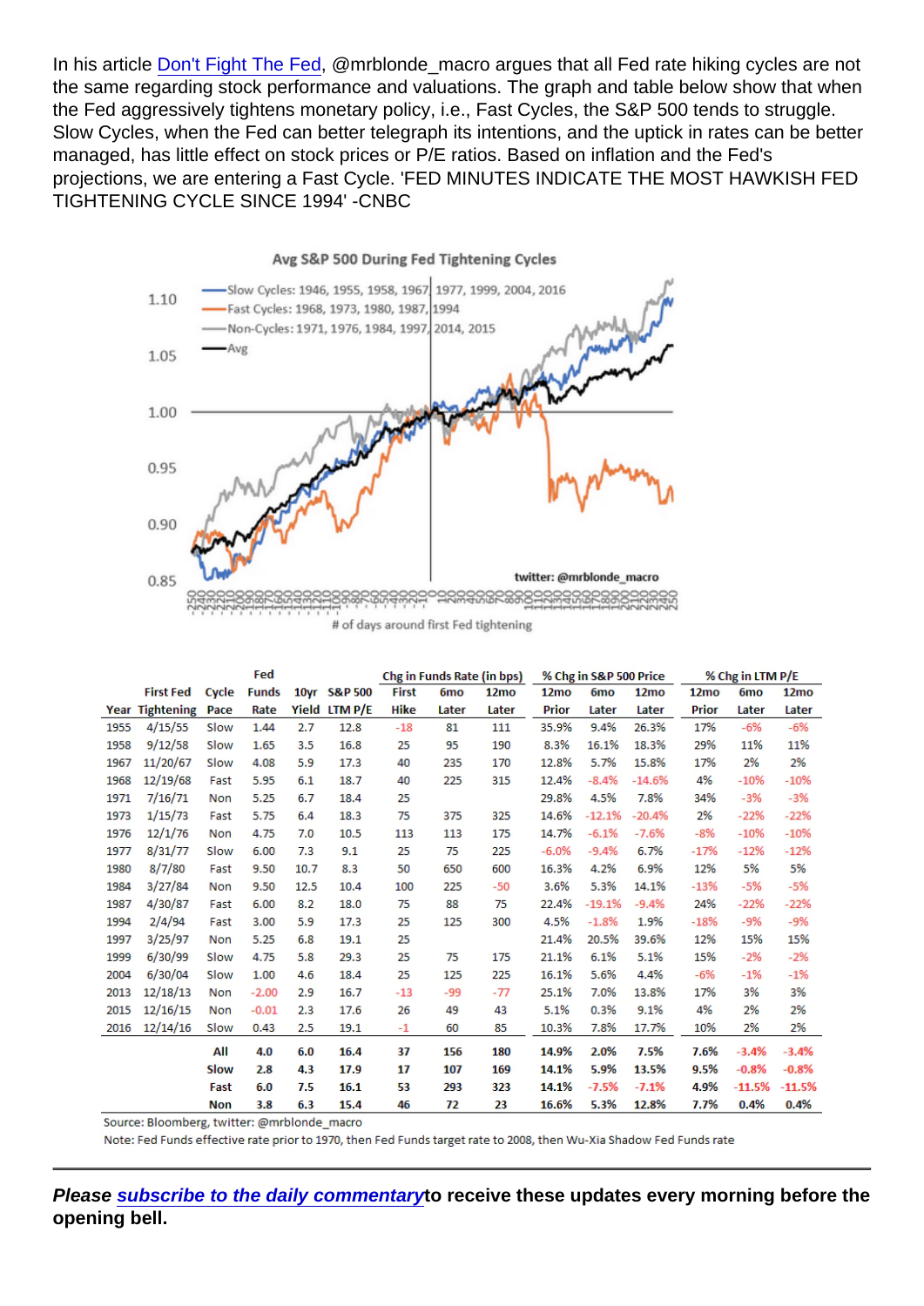In his article Don't Fight The Fed, @mrblonde_macro argues that all Fed rate hiking cycles are not the same regarding stock performance and valuations. The graph and table below show that when the Fed aggressively tightens monetary policy, i.e., Fast Cycles, the S&P 500 tends to struggle. Slow Cycles, when the Fed can better telegraph its intentions, and the uptick in rates can be better managed, has little effect on stock prices or P/E ratios. Based on inflation and the Fed's projections, we are entering a Fast Cycle. 'FED MINUTES INDICATE THE MOST HAWKISH FED TIGHTENING CYCLE SINCE 1994' -CNBC

Avg S&P 500 During Fed Tightening Cycles

Slow Cycles: 1946, 1955, 1958, 1967, 1977, 1999, 2004, 2016
Fast Cycles: 1968, 1973, 1980, 1987, 1994
Non-Cycles: 1971, 1976, 1984, 1997, 2014, 2015
Avg

1.10
1.05
1.00
0.95
0.90
0.85

twitter: @mrblonde_macro

# of days around first Fed tightening

| Year | First Fed Tightening | Cycle Pace | Fed Funds Rate | 10yr Yield | S&P 500 LTM P/E | Chg in Funds Rate (in bps) First Hike | 6mo Later | 12mo Later | % Chg in S&P 500 Price 12mo Prior | 6mo Later | 12mo Later | % Chg in LTM P/E 12mo Prior | 6mo Later | 12mo Later |
|---|---|---|---|---|---|---|---|---|---|---|---|---|---|---|
| 1955 | 4/15/55 | Slow | 1.44 | 2.7 | 12.8 | -18 | 81 | 111 | 35.9% | 9.4% | 26.3% | 17% | -6% | -6% |
| 1958 | 9/12/58 | Slow | 1.65 | 3.5 | 16.8 | 25 | 95 | 190 | 8.3% | 16.1% | 18.3% | 29% | 11% | 11% |
| 1967 | 11/20/67 | Slow | 4.08 | 5.9 | 17.3 | 40 | 235 | 170 | 12.8% | 5.7% | 15.8% | 17% | 2% | 2% |
| 1968 | 12/19/68 | Fast | 5.95 | 6.1 | 18.7 | 40 | 225 | 315 | 12.4% | -8.4% | -14.6% | 4% | -10% | -10% |
| 1971 | 7/16/71 | Non | 5.25 | 6.7 | 18.4 | 25 | | | 29.8% | 4.5% | 7.8% | 34% | -3% | -3% |
| 1973 | 1/15/73 | Fast | 5.75 | 6.4 | 18.3 | 75 | 375 | 325 | 14.6% | -12.1% | -20.4% | 2% | -22% | -22% |
| 1976 | 12/1/76 | Non | 4.75 | 7.0 | 10.5 | 113 | 113 | 175 | 14.7% | -6.1% | -7.6% | -8% | -10% | -10% |
| 1977 | 8/31/77 | Slow | 6.00 | 7.3 | 9.1 | 25 | 75 | 225 | -6.0% | -9.4% | 6.7% | -17% | -12% | -12% |
| 1980 | 8/7/80 | Fast | 9.50 | 10.7 | 8.3 | 50 | 650 | 600 | 16.3% | 4.2% | 6.9% | 12% | 5% | 5% |
| 1984 | 3/27/84 | Non | 9.50 | 12.5 | 10.4 | 100 | 225 | -50 | 3.6% | 5.3% | 14.1% | -13% | -5% | -5% |
| 1987 | 4/30/87 | Fast | 6.00 | 8.2 | 18.0 | 75 | 88 | 75 | 22.4% | -19.1% | -9.4% | 24% | -22% | -22% |
| 1994 | 2/4/94 | Fast | 3.00 | 5.9 | 17.3 | 25 | 125 | 300 | 4.5% | -1.8% | 1.9% | -18% | -9% | -9% |
| 1997 | 3/25/97 | Non | 5.25 | 6.8 | 19.1 | 25 | | | 21.4% | 20.5% | 39.6% | 12% | 15% | 15% |
| 1999 | 6/30/99 | Slow | 4.75 | 5.8 | 29.3 | 25 | 75 | 175 | 21.1% | 6.1% | 5.1% | 15% | -2% | -2% |
| 2004 | 6/30/04 | Slow | 1.00 | 4.6 | 18.4 | 25 | 125 | 225 | 16.1% | 5.6% | 4.4% | -6% | -1% | -1% |
| 2013 | 12/18/13 | Non | -2.00 | 2.9 | 16.7 | -13 | -99 | -77 | 25.1% | 7.0% | 13.8% | 17% | 3% | 3% |
| 2015 | 12/16/15 | Non | -0.01 | 2.3 | 17.6 | 26 | 49 | 43 | 5.1% | 0.3% | 9.1% | 4% | 2% | 2% |
| 2016 | 12/14/16 | Slow | 0.43 | 2.5 | 19.1 | -1 | 60 | 85 | 10.3% | 7.8% | 17.7% | 10% | 2% | 2% |
| | | All | 4.0 | 6.0 | 16.4 | 37 | 156 | 180 | 14.9% | 2.0% | 7.5% | 7.6% | -3.4% | -3.4% |
| | | Slow | 2.8 | 4.3 | 17.9 | 17 | 107 | 169 | 14.1% | 5.9% | 13.5% | 9.5% | -0.8% | -0.8% |
| | | Fast | 6.0 | 7.5 | 16.1 | 53 | 293 | 323 | 14.1% | -7.5% | -7.1% | 4.9% | -11.5% | -11.5% |
| | | Non | 3.8 | 6.3 | 15.4 | 46 | 72 | 23 | 16.6% | 5.3% | 12.8% | 7.7% | 0.4% | 0.4% |

Source: Bloomberg, twitter: @mrblonde_macro

Note: Fed Funds effective rate prior to 1970, then Fed Funds target rate to 2008, then Wu-Xia Shadow Fed Funds rate

***Please subscribe to the daily commentary*** **to receive these updates every morning before the opening bell.**